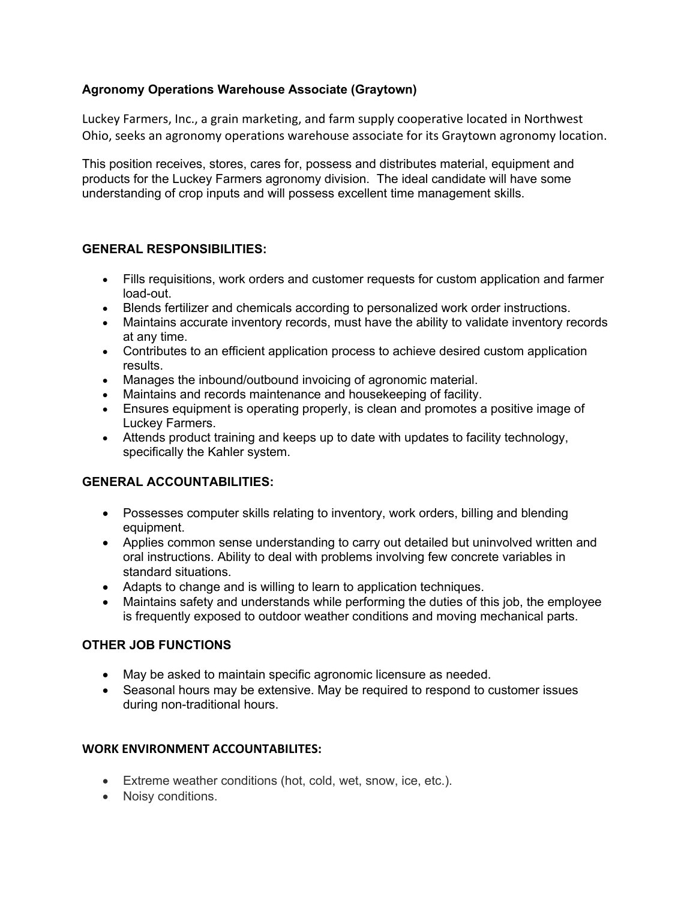### Agronomy Operations Warehouse Associate (Graytown)

Luckey Farmers, Inc., a grain marketing, and farm supply cooperative located in Northwest Ohio, seeks an agronomy operations warehouse associate for its Graytown agronomy location.

This position receives, stores, cares for, possess and distributes material, equipment and products for the Luckey Farmers agronomy division. The ideal candidate will have some understanding of crop inputs and will possess excellent time management skills.

#### GENERAL RESPONSIBILITIES:

- Fills requisitions, work orders and customer requests for custom application and farmer load-out.
- Blends fertilizer and chemicals according to personalized work order instructions.
- Maintains accurate inventory records, must have the ability to validate inventory records at any time.
- Contributes to an efficient application process to achieve desired custom application results.
- Manages the inbound/outbound invoicing of agronomic material.
- Maintains and records maintenance and housekeeping of facility.
- Ensures equipment is operating properly, is clean and promotes a positive image of Luckey Farmers.
- Attends product training and keeps up to date with updates to facility technology, specifically the Kahler system.

#### GENERAL ACCOUNTABILITIES:

- Possesses computer skills relating to inventory, work orders, billing and blending equipment.
- Applies common sense understanding to carry out detailed but uninvolved written and oral instructions. Ability to deal with problems involving few concrete variables in standard situations.
- Adapts to change and is willing to learn to application techniques.
- Maintains safety and understands while performing the duties of this job, the employee is frequently exposed to outdoor weather conditions and moving mechanical parts.

#### OTHER JOB FUNCTIONS

- May be asked to maintain specific agronomic licensure as needed.
- Seasonal hours may be extensive. May be required to respond to customer issues during non-traditional hours.

#### WORK ENVIRONMENT ACCOUNTABILITES:

- Extreme weather conditions (hot, cold, wet, snow, ice, etc.).
- Noisy conditions.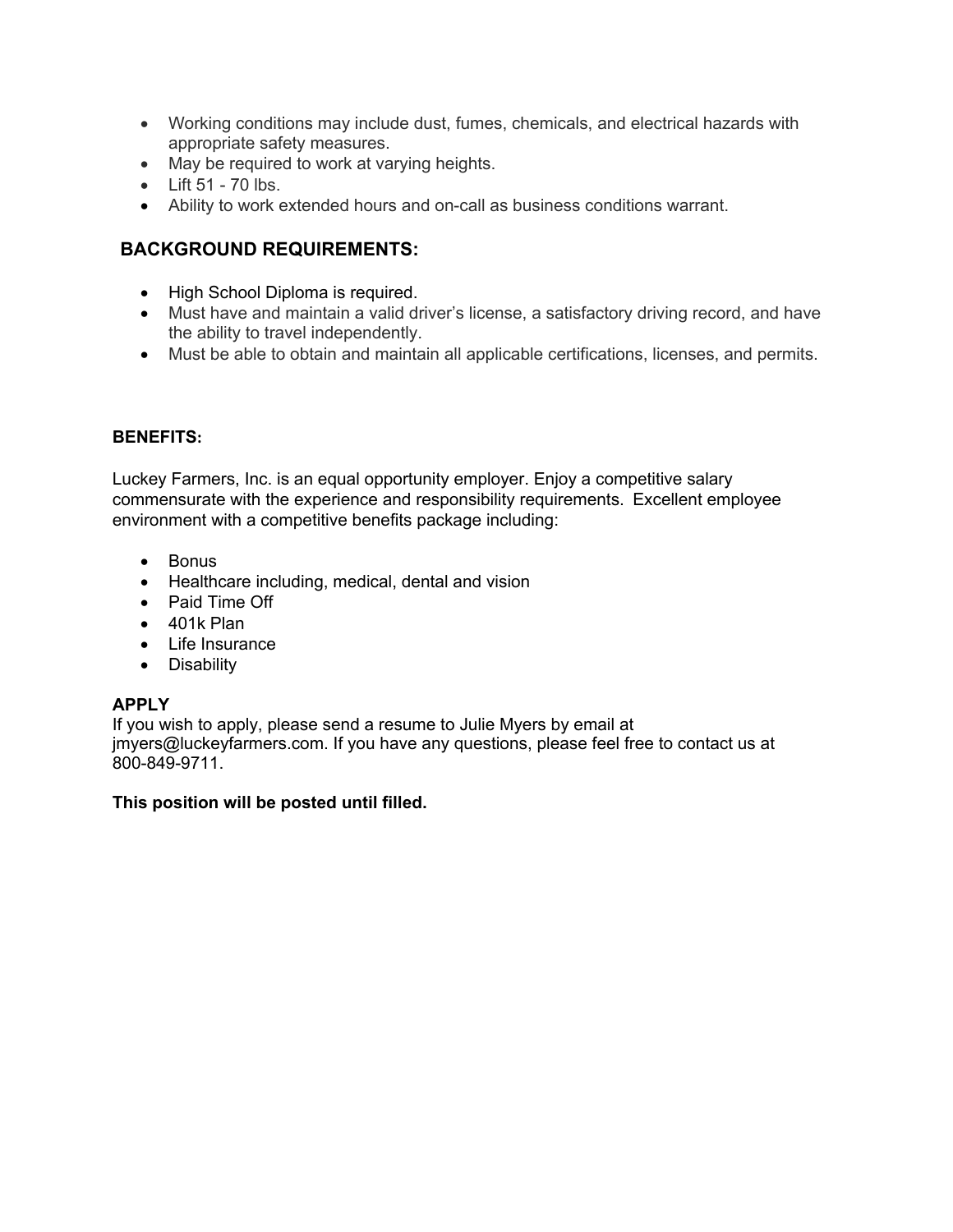- Working conditions may include dust, fumes, chemicals, and electrical hazards with appropriate safety measures.
- May be required to work at varying heights.
- Lift 51 - 70 lbs.
- Ability to work extended hours and on-call as business conditions warrant.

## BACKGROUND REQUIREMENTS:

- High School Diploma is required.
- Must have and maintain a valid driver's license, a satisfactory driving record, and have the ability to travel independently.
- Must be able to obtain and maintain all applicable certifications, licenses, and permits.

**BENEFITS:**

Luckey Farmers, Inc. is an equal opportunity employer. Enjoy a competitive salary commensurate with the experience and responsibility requirements. Excellent employee environment with a competitive benefits package including:

- Bonus
- Healthcare including, medical, dental and vision
- Paid Time Off
- 401k Plan
- Life Insurance
- Disability

**APPLY**

If you wish to apply, please send a resume to Julie Myers by email at jmyers@luckeyfarmers.com. If you have any questions, please feel free to contact us at 800-849-9711.

**This position will be posted until filled.**